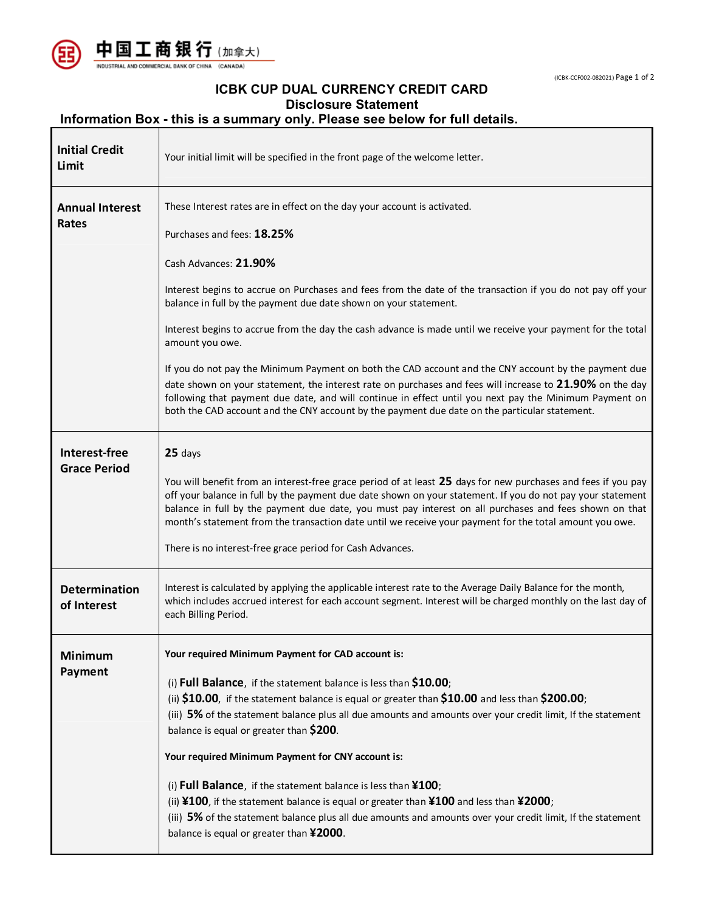中国工商银行（加拿大）
INDUSTRIAL AND COMMERCIAL BANK OF CHINA (CANADA)

(ICBK-CCF002-082021)

# ICBK CUP DUAL CURRENCY CREDIT CARD

## Disclosure Statement

### Information Box - this is a summary only. Please see below for full details.

| | |
|---|---|
| **Initial Credit Limit** | Your initial limit will be specified in the front page of the welcome letter. |
| **Annual Interest Rates** | These Interest rates are in effect on the day your account is activated.<br><br>Purchases and fees: **18.25%**<br><br>Cash Advances: **21.90%**<br><br>Interest begins to accrue on Purchases and fees from the date of the transaction if you do not pay off your balance in full by the payment due date shown on your statement.<br><br>Interest begins to accrue from the day the cash advance is made until we receive your payment for the total amount you owe.<br><br>If you do not pay the Minimum Payment on both the CAD account and the CNY account by the payment due date shown on your statement, the interest rate on purchases and fees will increase to **21.90%** on the day following that payment due date, and will continue in effect until you next pay the Minimum Payment on both the CAD account and the CNY account by the payment due date on the particular statement. |
| **Interest-free Grace Period** | **25** days<br><br>You will benefit from an interest-free grace period of at least **25** days for new purchases and fees if you pay off your balance in full by the payment due date shown on your statement. If you do not pay your statement balance in full by the payment due date, you must pay interest on all purchases and fees shown on that month's statement from the transaction date until we receive your payment for the total amount you owe.<br><br>There is no interest-free grace period for Cash Advances. |
| **Determination of Interest** | Interest is calculated by applying the applicable interest rate to the Average Daily Balance for the month, which includes accrued interest for each account segment. Interest will be charged monthly on the last day of each Billing Period. |
| **Minimum Payment** | **Your required Minimum Payment for CAD account is:**<br><br>(i) **Full Balance**, if the statement balance is less than **$10.00**;<br>(ii) **$10.00**, if the statement balance is equal or greater than **$10.00** and less than **$200.00**;<br>(iii) **5%** of the statement balance plus all due amounts and amounts over your credit limit, If the statement balance is equal or greater than **$200**.<br><br>**Your required Minimum Payment for CNY account is:**<br><br>(i) **Full Balance**, if the statement balance is less than **¥100**;<br>(ii) **¥100**, if the statement balance is equal or greater than **¥100** and less than **¥2000**;<br>(iii) **5%** of the statement balance plus all due amounts and amounts over your credit limit, If the statement balance is equal or greater than **¥2000**. |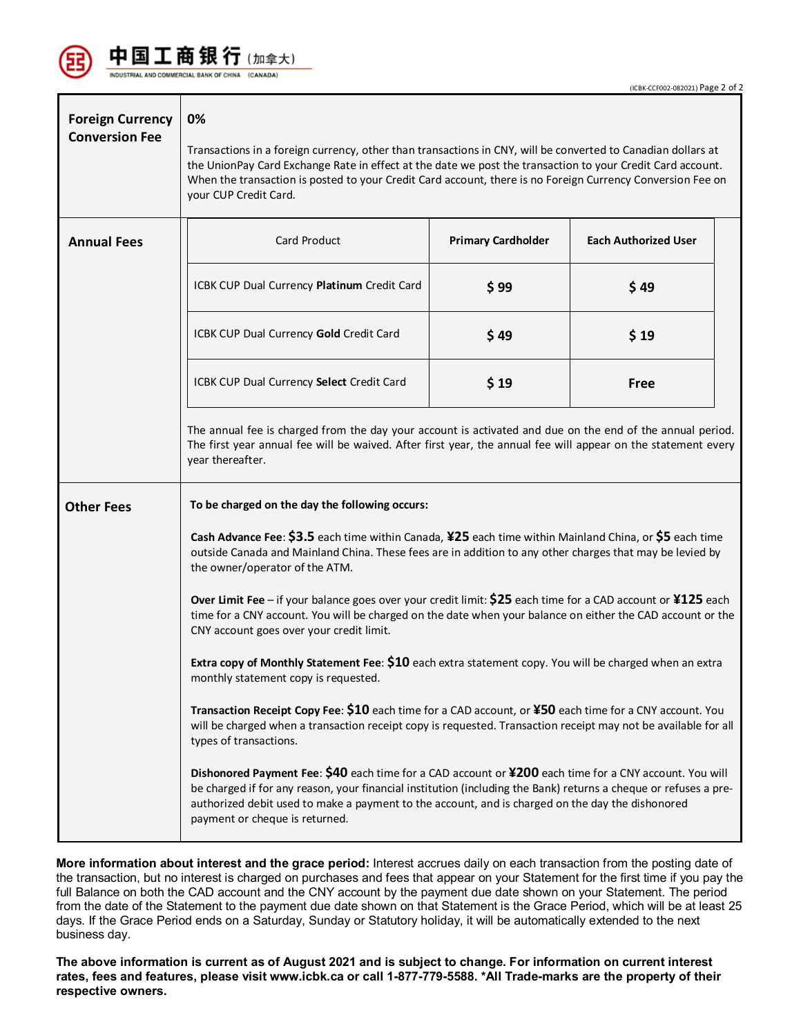| | |
|---|---|
| **Foreign Currency Conversion Fee** | **0%**<br><br>Transactions in a foreign currency, other than transactions in CNY, will be converted to Canadian dollars at the UnionPay Card Exchange Rate in effect at the date we post the transaction to your Credit Card account. When the transaction is posted to your Credit Card account, there is no Foreign Currency Conversion Fee on your CUP Credit Card. |

**Annual Fees**

| Card Product | Primary Cardholder | Each Authorized User |
|---|---|---|
| ICBK CUP Dual Currency **Platinum** Credit Card | **$ 99** | **$ 49** |
| ICBK CUP Dual Currency **Gold** Credit Card | **$ 49** | **$ 19** |
| ICBK CUP Dual Currency **Select** Credit Card | **$ 19** | **Free** |

The annual fee is charged from the day your account is activated and due on the end of the annual period. The first year annual fee will be waived. After first year, the annual fee will appear on the statement every year thereafter.

**Other Fees**

**To be charged on the day the following occurs:**

**Cash Advance Fee**: **$3.5** each time within Canada, **¥25** each time within Mainland China, or **$5** each time outside Canada and Mainland China. These fees are in addition to any other charges that may be levied by the owner/operator of the ATM.

**Over Limit Fee** – if your balance goes over your credit limit: **$25** each time for a CAD account or **¥125** each time for a CNY account. You will be charged on the date when your balance on either the CAD account or the CNY account goes over your credit limit.

**Extra copy of Monthly Statement Fee**: **$10** each extra statement copy. You will be charged when an extra monthly statement copy is requested.

**Transaction Receipt Copy Fee**: **$10** each time for a CAD account, or **¥50** each time for a CNY account. You will be charged when a transaction receipt copy is requested. Transaction receipt may not be available for all types of transactions.

**Dishonored Payment Fee**: **$40** each time for a CAD account or **¥200** each time for a CNY account. You will be charged if for any reason, your financial institution (including the Bank) returns a cheque or refuses a pre-authorized debit used to make a payment to the account, and is charged on the day the dishonored payment or cheque is returned.

**More information about interest and the grace period:** Interest accrues daily on each transaction from the posting date of the transaction, but no interest is charged on purchases and fees that appear on your Statement for the first time if you pay the full Balance on both the CAD account and the CNY account by the payment due date shown on your Statement. The period from the date of the Statement to the payment due date shown on that Statement is the Grace Period, which will be at least 25 days. If the Grace Period ends on a Saturday, Sunday or Statutory holiday, it will be automatically extended to the next business day.

**The above information is current as of August 2021 and is subject to change. For information on current interest rates, fees and features, please visit www.icbk.ca or call 1-877-779-5588. *All Trade-marks are the property of their respective owners.**